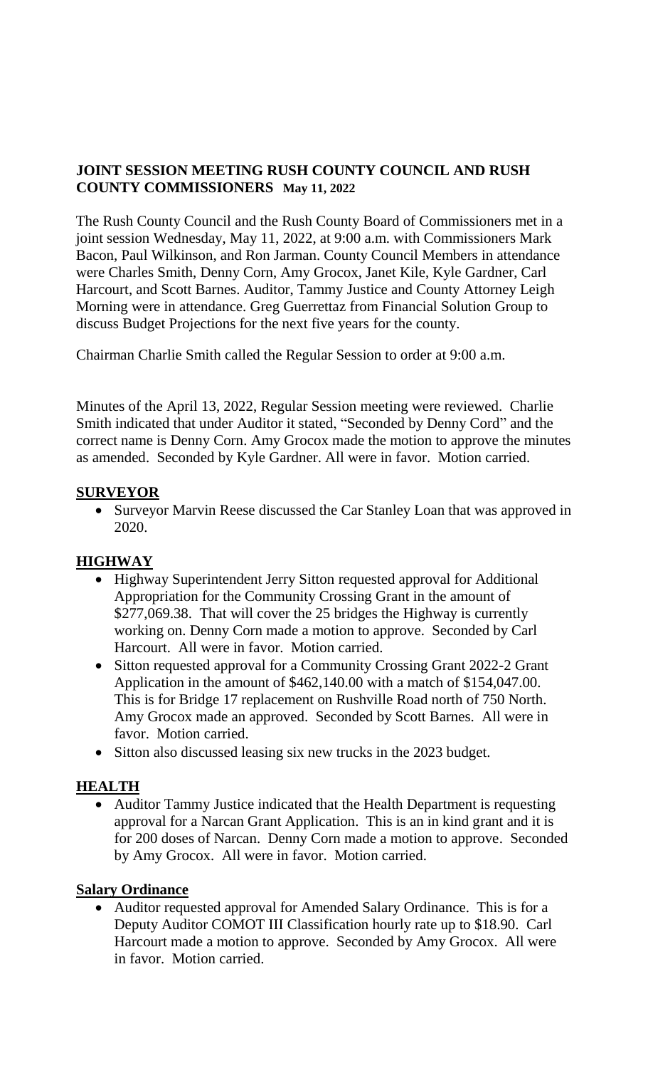## JOINT SESSION MEETING RUSH COUNTY COUNCIL AND RUSH COUNTY COMMISSIONERS May 11, 2022

The Rush County Council and the Rush County Board of Commissioners met in a joint session Wednesday, May 11, 2022, at 9:00 a.m. with Commissioners Mark Bacon, Paul Wilkinson, and Ron Jarman. County Council Members in attendance were Charles Smith, Denny Corn, Amy Grocox, Janet Kile, Kyle Gardner, Carl Harcourt, and Scott Barnes. Auditor, Tammy Justice and County Attorney Leigh Morning were in attendance. Greg Guerrettaz from Financial Solution Group to discuss Budget Projections for the next five years for the county.

Chairman Charlie Smith called the Regular Session to order at 9:00 a.m.

Minutes of the April 13, 2022, Regular Session meeting were reviewed. Charlie Smith indicated that under Auditor it stated, "Seconded by Denny Cord" and the correct name is Denny Corn. Amy Grocox made the motion to approve the minutes as amended. Seconded by Kyle Gardner. All were in favor. Motion carried.

### SURVEYOR

- Surveyor Marvin Reese discussed the Car Stanley Loan that was approved in 2020.

### HIGHWAY

- Highway Superintendent Jerry Sitton requested approval for Additional Appropriation for the Community Crossing Grant in the amount of $277,069.38. That will cover the 25 bridges the Highway is currently working on. Denny Corn made a motion to approve. Seconded by Carl Harcourt. All were in favor. Motion carried.
- Sitton requested approval for a Community Crossing Grant 2022-2 Grant Application in the amount of $462,140.00 with a match of $154,047.00. This is for Bridge 17 replacement on Rushville Road north of 750 North. Amy Grocox made an approved. Seconded by Scott Barnes. All were in favor. Motion carried.
- Sitton also discussed leasing six new trucks in the 2023 budget.

### HEALTH

- Auditor Tammy Justice indicated that the Health Department is requesting approval for a Narcan Grant Application. This is an in kind grant and it is for 200 doses of Narcan. Denny Corn made a motion to approve. Seconded by Amy Grocox. All were in favor. Motion carried.

### Salary Ordinance

- Auditor requested approval for Amended Salary Ordinance. This is for a Deputy Auditor COMOT III Classification hourly rate up to $18.90. Carl Harcourt made a motion to approve. Seconded by Amy Grocox. All were in favor. Motion carried.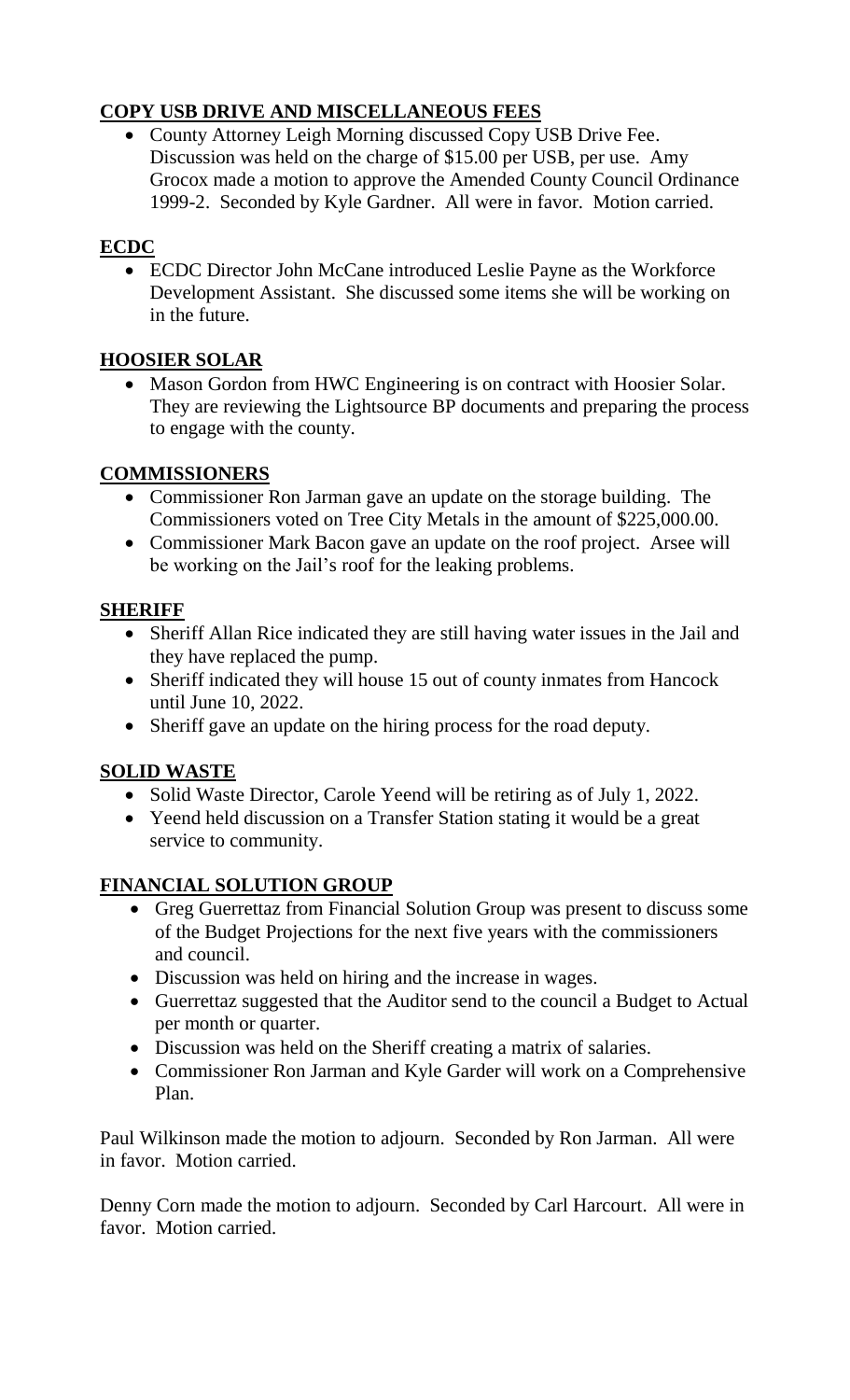**COPY USB DRIVE AND MISCELLANEOUS FEES**

- County Attorney Leigh Morning discussed Copy USB Drive Fee. Discussion was held on the charge of $15.00 per USB, per use. Amy Grocox made a motion to approve the Amended County Council Ordinance 1999-2. Seconded by Kyle Gardner. All were in favor. Motion carried.

**ECDC**

- ECDC Director John McCane introduced Leslie Payne as the Workforce Development Assistant. She discussed some items she will be working on in the future.

**HOOSIER SOLAR**

- Mason Gordon from HWC Engineering is on contract with Hoosier Solar. They are reviewing the Lightsource BP documents and preparing the process to engage with the county.

**COMMISSIONERS**

- Commissioner Ron Jarman gave an update on the storage building. The Commissioners voted on Tree City Metals in the amount of $225,000.00.
- Commissioner Mark Bacon gave an update on the roof project. Arsee will be working on the Jail's roof for the leaking problems.

**SHERIFF**

- Sheriff Allan Rice indicated they are still having water issues in the Jail and they have replaced the pump.
- Sheriff indicated they will house 15 out of county inmates from Hancock until June 10, 2022.
- Sheriff gave an update on the hiring process for the road deputy.

**SOLID WASTE**

- Solid Waste Director, Carole Yeend will be retiring as of July 1, 2022.
- Yeend held discussion on a Transfer Station stating it would be a great service to community.

**FINANCIAL SOLUTION GROUP**

- Greg Guerrettaz from Financial Solution Group was present to discuss some of the Budget Projections for the next five years with the commissioners and council.
- Discussion was held on hiring and the increase in wages.
- Guerrettaz suggested that the Auditor send to the council a Budget to Actual per month or quarter.
- Discussion was held on the Sheriff creating a matrix of salaries.
- Commissioner Ron Jarman and Kyle Garder will work on a Comprehensive Plan.

Paul Wilkinson made the motion to adjourn. Seconded by Ron Jarman. All were in favor. Motion carried.

Denny Corn made the motion to adjourn. Seconded by Carl Harcourt. All were in favor. Motion carried.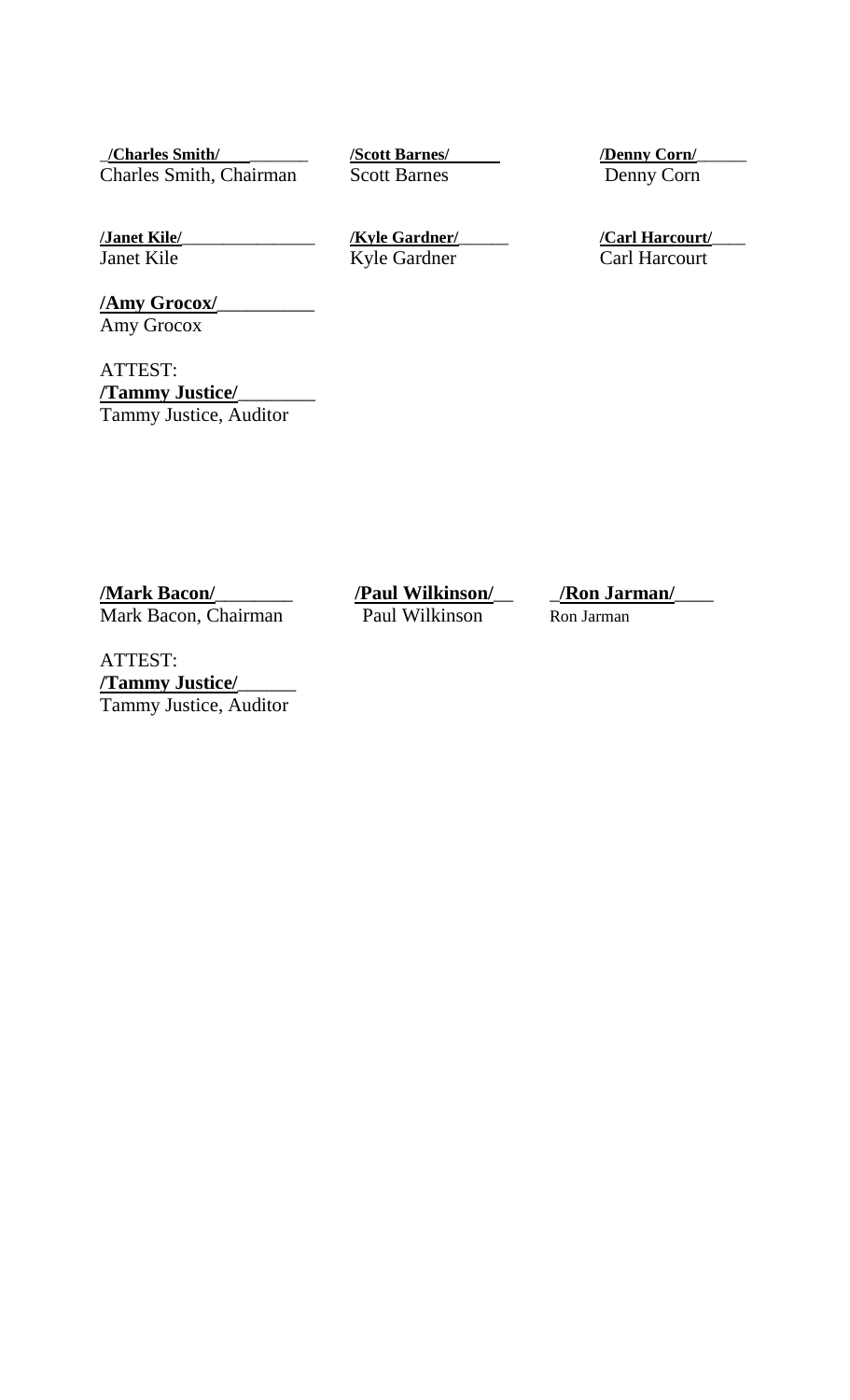| | | |
|---|---|---|
| **/Charles Smith/** | **/Scott Barnes/** | **/Denny Corn/** |
| Charles Smith, Chairman | Scott Barnes | Denny Corn |
| **/Janet Kile/** | **/Kyle Gardner/** | **/Carl Harcourt/** |
| Janet Kile | Kyle Gardner | Carl Harcourt |
| **/Amy Grocox/** | | |
| Amy Grocox | | |

ATTEST:
**/Tammy Justice/**
Tammy Justice, Auditor

| | | |
|---|---|---|
| **/Mark Bacon/** | **/Paul Wilkinson/** | **/Ron Jarman/** |
| Mark Bacon, Chairman | Paul Wilkinson | Ron Jarman |

ATTEST:
**/Tammy Justice/**
Tammy Justice, Auditor